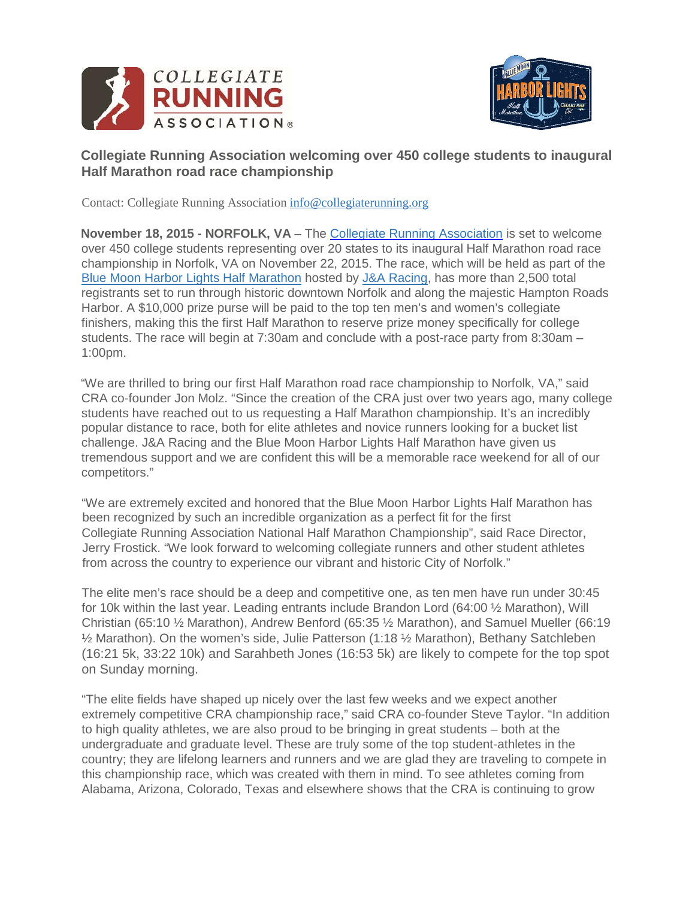# Collegiate Running Association welcoming over 450 college students to inaugural Half Marathon road race championship

Contact: Collegiate Running Association info@collegiaterunning.org

**November 18, 2015 - NORFOLK, VA** – The Collegiate Running Association is set to welcome over 450 college students representing over 20 states to its inaugural Half Marathon road race championship in Norfolk, VA on November 22, 2015. The race, which will be held as part of the Blue Moon Harbor Lights Half Marathon hosted by J&A Racing, has more than 2,500 total registrants set to run through historic downtown Norfolk and along the majestic Hampton Roads Harbor. A $10,000 prize purse will be paid to the top ten men's and women's collegiate finishers, making this the first Half Marathon to reserve prize money specifically for college students. The race will begin at 7:30am and conclude with a post-race party from 8:30am – 1:00pm.

"We are thrilled to bring our first Half Marathon road race championship to Norfolk, VA," said CRA co-founder Jon Molz. "Since the creation of the CRA just over two years ago, many college students have reached out to us requesting a Half Marathon championship. It's an incredibly popular distance to race, both for elite athletes and novice runners looking for a bucket list challenge. J&A Racing and the Blue Moon Harbor Lights Half Marathon have given us tremendous support and we are confident this will be a memorable race weekend for all of our competitors."

"We are extremely excited and honored that the Blue Moon Harbor Lights Half Marathon has been recognized by such an incredible organization as a perfect fit for the first Collegiate Running Association National Half Marathon Championship", said Race Director, Jerry Frostick. "We look forward to welcoming collegiate runners and other student athletes from across the country to experience our vibrant and historic City of Norfolk."

The elite men's race should be a deep and competitive one, as ten men have run under 30:45 for 10k within the last year. Leading entrants include Brandon Lord (64:00 ½ Marathon), Will Christian (65:10 ½ Marathon), Andrew Benford (65:35 ½ Marathon), and Samuel Mueller (66:19 ½ Marathon). On the women's side, Julie Patterson (1:18 ½ Marathon), Bethany Satchleben (16:21 5k, 33:22 10k) and Sarahbeth Jones (16:53 5k) are likely to compete for the top spot on Sunday morning.

"The elite fields have shaped up nicely over the last few weeks and we expect another extremely competitive CRA championship race," said CRA co-founder Steve Taylor. "In addition to high quality athletes, we are also proud to be bringing in great students – both at the undergraduate and graduate level. These are truly some of the top student-athletes in the country; they are lifelong learners and runners and we are glad they are traveling to compete in this championship race, which was created with them in mind. To see athletes coming from Alabama, Arizona, Colorado, Texas and elsewhere shows that the CRA is continuing to grow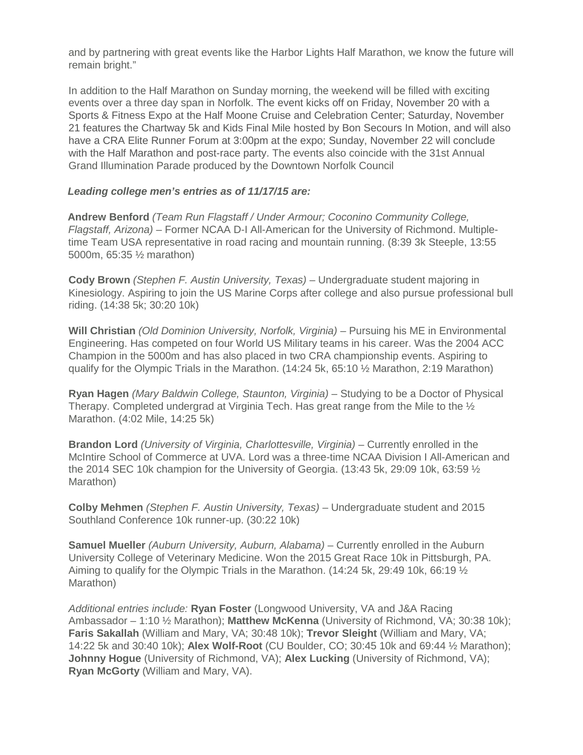and by partnering with great events like the Harbor Lights Half Marathon, we know the future will remain bright."

In addition to the Half Marathon on Sunday morning, the weekend will be filled with exciting events over a three day span in Norfolk. The event kicks off on Friday, November 20 with a Sports & Fitness Expo at the Half Moone Cruise and Celebration Center; Saturday, November 21 features the Chartway 5k and Kids Final Mile hosted by Bon Secours In Motion, and will also have a CRA Elite Runner Forum at 3:00pm at the expo; Sunday, November 22 will conclude with the Half Marathon and post-race party. The events also coincide with the 31st Annual Grand Illumination Parade produced by the Downtown Norfolk Council

***Leading college men's entries as of 11/17/15 are:***

**Andrew Benford** *(Team Run Flagstaff / Under Armour; Coconino Community College, Flagstaff, Arizona)* – Former NCAA D-I All-American for the University of Richmond. Multiple-time Team USA representative in road racing and mountain running. (8:39 3k Steeple, 13:55 5000m, 65:35 ½ marathon)

**Cody Brown** *(Stephen F. Austin University, Texas)* – Undergraduate student majoring in Kinesiology. Aspiring to join the US Marine Corps after college and also pursue professional bull riding. (14:38 5k; 30:20 10k)

**Will Christian** *(Old Dominion University, Norfolk, Virginia)* – Pursuing his ME in Environmental Engineering. Has competed on four World US Military teams in his career. Was the 2004 ACC Champion in the 5000m and has also placed in two CRA championship events. Aspiring to qualify for the Olympic Trials in the Marathon. (14:24 5k, 65:10 ½ Marathon, 2:19 Marathon)

**Ryan Hagen** *(Mary Baldwin College, Staunton, Virginia)* – Studying to be a Doctor of Physical Therapy. Completed undergrad at Virginia Tech. Has great range from the Mile to the ½ Marathon. (4:02 Mile, 14:25 5k)

**Brandon Lord** *(University of Virginia, Charlottesville, Virginia)* – Currently enrolled in the McIntire School of Commerce at UVA. Lord was a three-time NCAA Division I All-American and the 2014 SEC 10k champion for the University of Georgia. (13:43 5k, 29:09 10k, 63:59 ½ Marathon)

**Colby Mehmen** *(Stephen F. Austin University, Texas)* – Undergraduate student and 2015 Southland Conference 10k runner-up. (30:22 10k)

**Samuel Mueller** *(Auburn University, Auburn, Alabama)* – Currently enrolled in the Auburn University College of Veterinary Medicine. Won the 2015 Great Race 10k in Pittsburgh, PA. Aiming to qualify for the Olympic Trials in the Marathon. (14:24 5k, 29:49 10k, 66:19 ½ Marathon)

*Additional entries include:* **Ryan Foster** (Longwood University, VA and J&A Racing Ambassador – 1:10 ½ Marathon); **Matthew McKenna** (University of Richmond, VA; 30:38 10k); **Faris Sakallah** (William and Mary, VA; 30:48 10k); **Trevor Sleight** (William and Mary, VA; 14:22 5k and 30:40 10k); **Alex Wolf-Root** (CU Boulder, CO; 30:45 10k and 69:44 ½ Marathon); **Johnny Hogue** (University of Richmond, VA); **Alex Lucking** (University of Richmond, VA); **Ryan McGorty** (William and Mary, VA).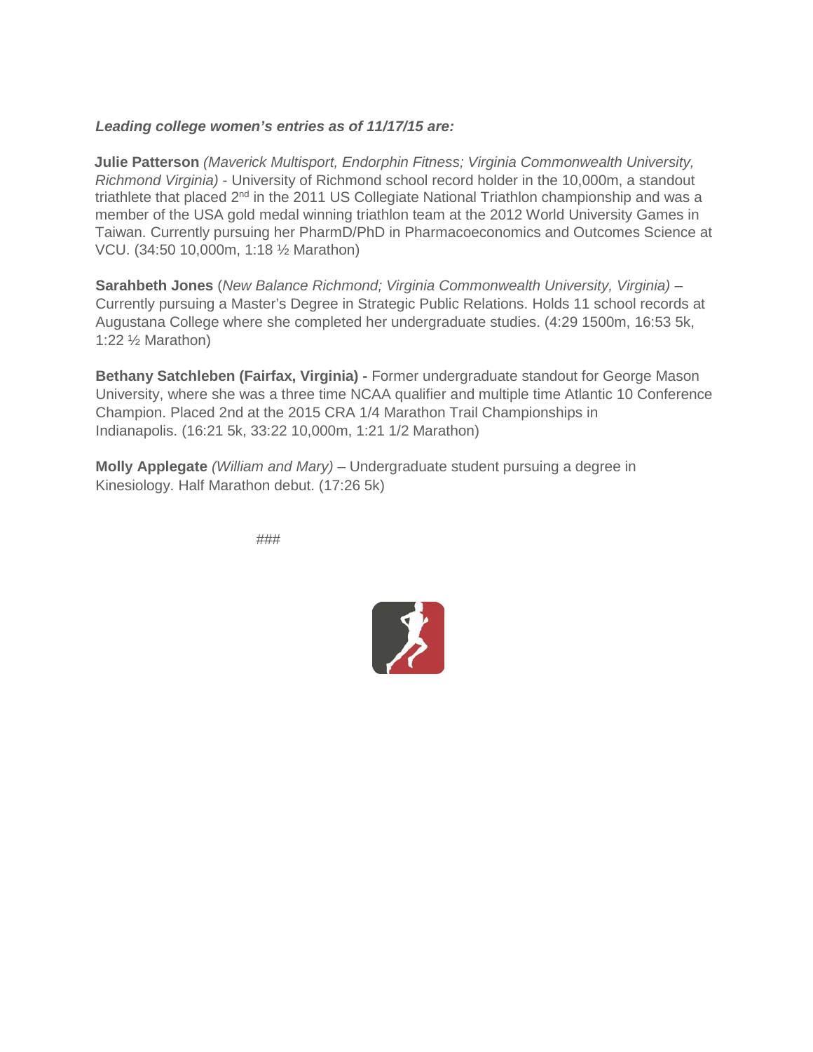***Leading college women's entries as of 11/17/15 are:***

**Julie Patterson** *(Maverick Multisport, Endorphin Fitness; Virginia Commonwealth University, Richmond Virginia)* - University of Richmond school record holder in the 10,000m, a standout triathlete that placed 2nd in the 2011 US Collegiate National Triathlon championship and was a member of the USA gold medal winning triathlon team at the 2012 World University Games in Taiwan. Currently pursuing her PharmD/PhD in Pharmacoeconomics and Outcomes Science at VCU. (34:50 10,000m, 1:18 ½ Marathon)

**Sarahbeth Jones** (*New Balance Richmond; Virginia Commonwealth University, Virginia)* – Currently pursuing a Master's Degree in Strategic Public Relations. Holds 11 school records at Augustana College where she completed her undergraduate studies. (4:29 1500m, 16:53 5k, 1:22 ½ Marathon)

**Bethany Satchleben (Fairfax, Virginia) -** Former undergraduate standout for George Mason University, where she was a three time NCAA qualifier and multiple time Atlantic 10 Conference Champion. Placed 2nd at the 2015 CRA 1/4 Marathon Trail Championships in Indianapolis. (16:21 5k, 33:22 10,000m, 1:21 1/2 Marathon)

**Molly Applegate** *(William and Mary)* – Undergraduate student pursuing a degree in Kinesiology. Half Marathon debut. (17:26 5k)

###